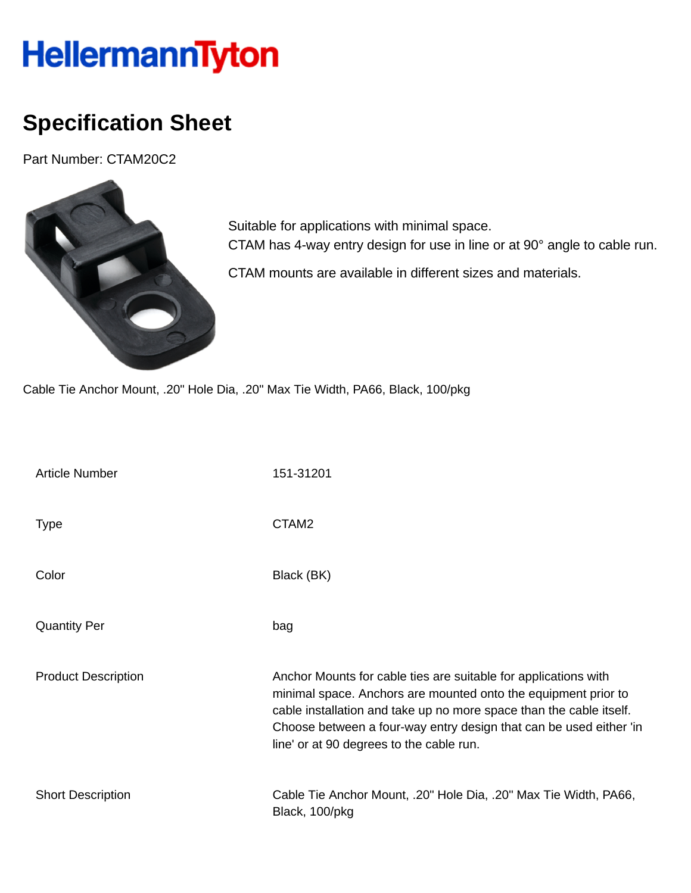# HellermannTyton

## Specification Sheet

Part Number: CTAM20C2

Suitable for applications with minimal space.
CTAM has 4-way entry design for use in line or at 90° angle to cable run.

CTAM mounts are available in different sizes and materials.

Cable Tie Anchor Mount, .20" Hole Dia, .20" Max Tie Width, PA66, Black, 100/pkg

| | |
|---|---|
| Article Number | 151-31201 |
| Type | CTAM2 |
| Color | Black (BK) |
| Quantity Per | bag |
| Product Description | Anchor Mounts for cable ties are suitable for applications with minimal space. Anchors are mounted onto the equipment prior to cable installation and take up no more space than the cable itself. Choose between a four-way entry design that can be used either 'in line' or at 90 degrees to the cable run. |
| Short Description | Cable Tie Anchor Mount, .20" Hole Dia, .20" Max Tie Width, PA66, Black, 100/pkg |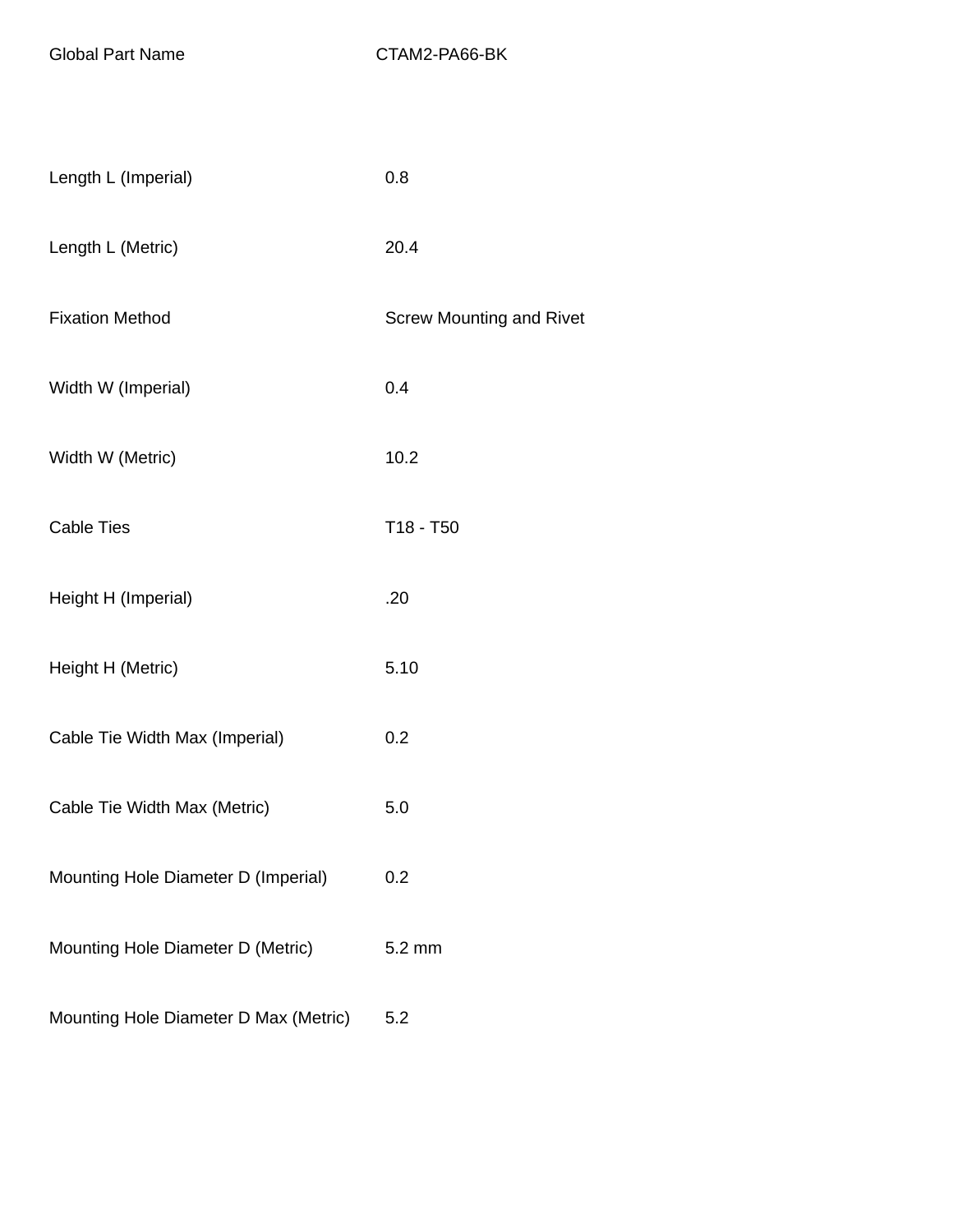| Global Part Name | CTAM2-PA66-BK |
| --- | --- |
| Length L (Imperial) | 0.8 |
| Length L (Metric) | 20.4 |
| Fixation Method | Screw Mounting and Rivet |
| Width W (Imperial) | 0.4 |
| Width W (Metric) | 10.2 |
| Cable Ties | T18 - T50 |
| Height H (Imperial) | .20 |
| Height H (Metric) | 5.10 |
| Cable Tie Width Max (Imperial) | 0.2 |
| Cable Tie Width Max (Metric) | 5.0 |
| Mounting Hole Diameter D (Imperial) | 0.2 |
| Mounting Hole Diameter D (Metric) | 5.2 mm |
| Mounting Hole Diameter D Max (Metric) | 5.2 |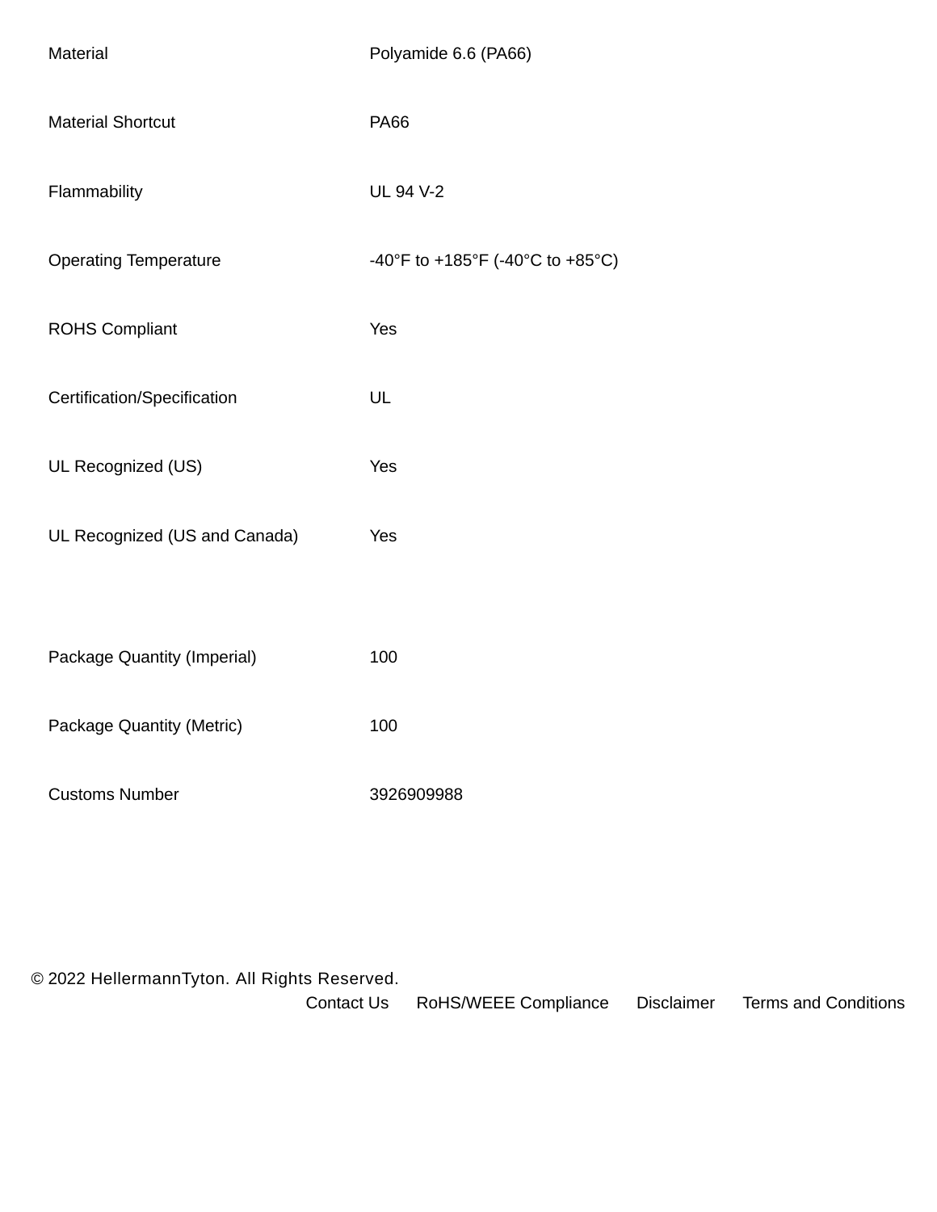| | |
|---|---|
| Material | Polyamide 6.6 (PA66) |
| Material Shortcut | PA66 |
| Flammability | UL 94 V-2 |
| Operating Temperature | -40°F to +185°F (-40°C to +85°C) |
| ROHS Compliant | Yes |
| Certification/Specification | UL |
| UL Recognized (US) | Yes |
| UL Recognized (US and Canada) | Yes |

| | |
|---|---|
| Package Quantity (Imperial) | 100 |
| Package Quantity (Metric) | 100 |
| Customs Number | 3926909988 |

© 2022 HellermannTyton. All Rights Reserved.

Contact Us RoHS/WEEE Compliance Disclaimer Terms and Conditions